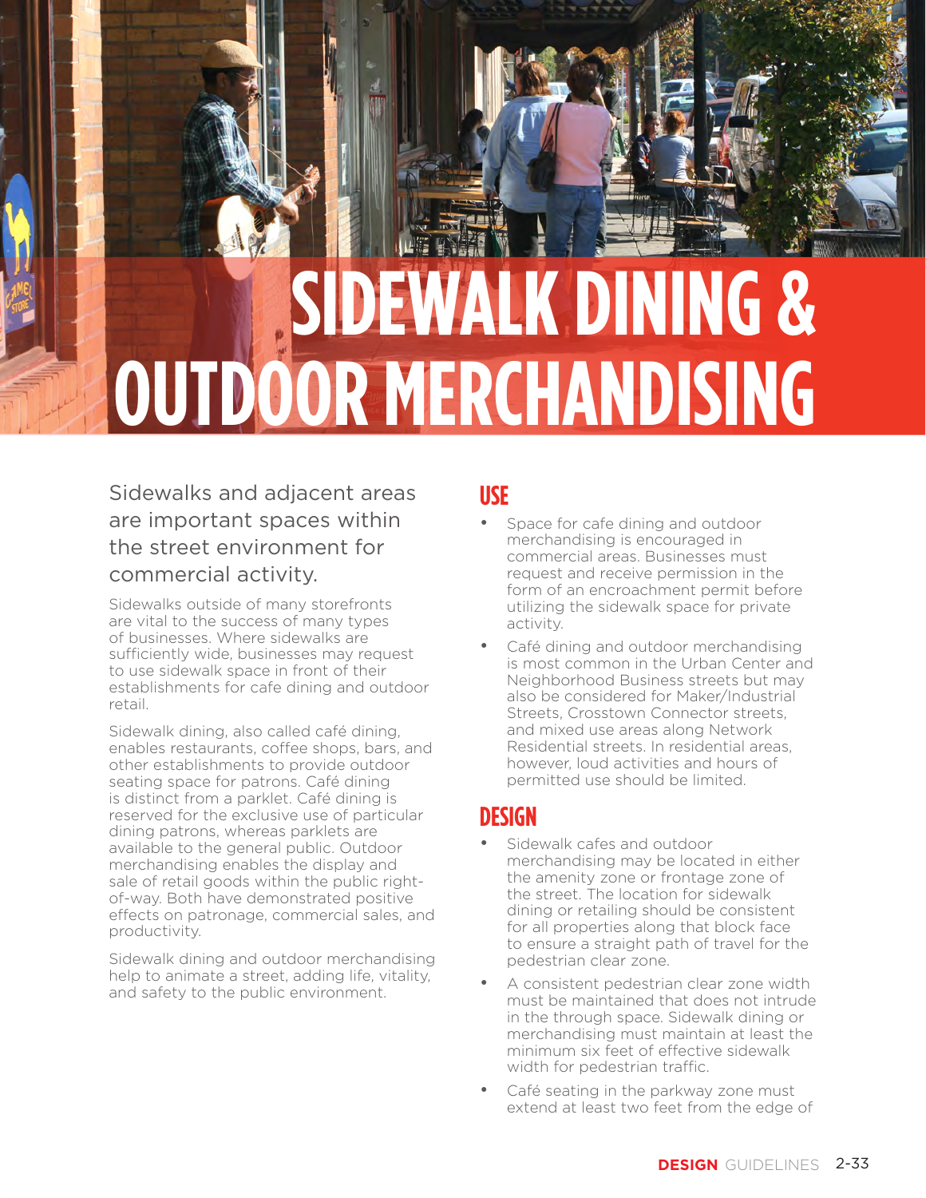# SIDEWALK DINING & OUTDOOR MERCHANDISING

Sidewalks and adjacent areas are important spaces within the street environment for commercial activity.

Sidewalks outside of many storefronts are vital to the success of many types of businesses. Where sidewalks are sufficiently wide, businesses may request to use sidewalk space in front of their establishments for cafe dining and outdoor retail.

Sidewalk dining, also called café dining, enables restaurants, coffee shops, bars, and other establishments to provide outdoor seating space for patrons. Café dining is distinct from a parklet. Café dining is reserved for the exclusive use of particular dining patrons, whereas parklets are available to the general public. Outdoor merchandising enables the display and sale of retail goods within the public right-of-way. Both have demonstrated positive effects on patronage, commercial sales, and productivity.

Sidewalk dining and outdoor merchandising help to animate a street, adding life, vitality, and safety to the public environment.

## USE

- Space for cafe dining and outdoor merchandising is encouraged in commercial areas. Businesses must request and receive permission in the form of an encroachment permit before utilizing the sidewalk space for private activity.
- Café dining and outdoor merchandising is most common in the Urban Center and Neighborhood Business streets but may also be considered for Maker/Industrial Streets, Crosstown Connector streets, and mixed use areas along Network Residential streets. In residential areas, however, loud activities and hours of permitted use should be limited.

## DESIGN

- Sidewalk cafes and outdoor merchandising may be located in either the amenity zone or frontage zone of the street. The location for sidewalk dining or retailing should be consistent for all properties along that block face to ensure a straight path of travel for the pedestrian clear zone.
- A consistent pedestrian clear zone width must be maintained that does not intrude in the through space. Sidewalk dining or merchandising must maintain at least the minimum six feet of effective sidewalk width for pedestrian traffic.
- Café seating in the parkway zone must extend at least two feet from the edge of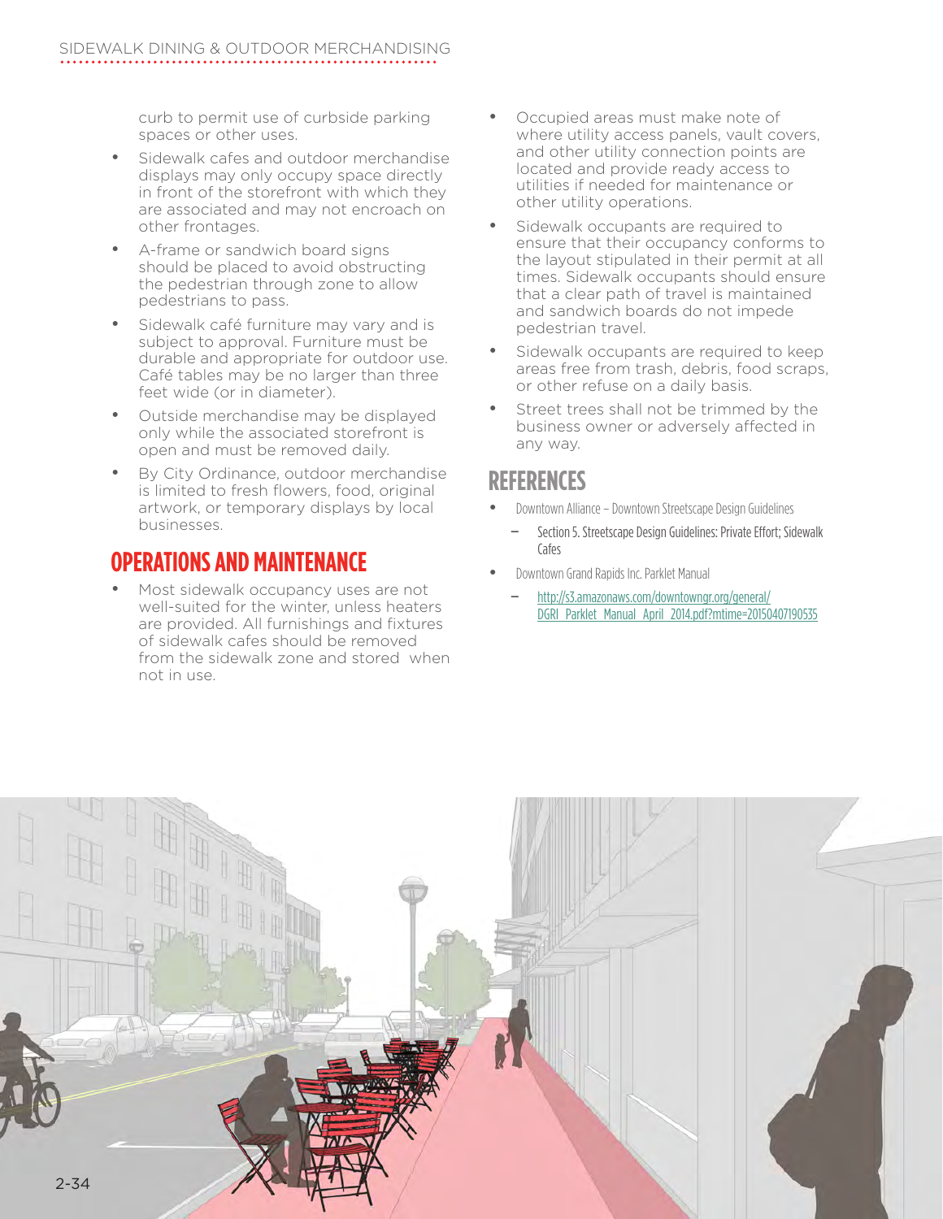curb to permit use of curbside parking spaces or other uses.

- Sidewalk cafes and outdoor merchandise displays may only occupy space directly in front of the storefront with which they are associated and may not encroach on other frontages.
- A-frame or sandwich board signs should be placed to avoid obstructing the pedestrian through zone to allow pedestrians to pass.
- Sidewalk café furniture may vary and is subject to approval. Furniture must be durable and appropriate for outdoor use. Café tables may be no larger than three feet wide (or in diameter).
- Outside merchandise may be displayed only while the associated storefront is open and must be removed daily.
- By City Ordinance, outdoor merchandise is limited to fresh flowers, food, original artwork, or temporary displays by local businesses.

## OPERATIONS AND MAINTENANCE

- Most sidewalk occupancy uses are not well-suited for the winter, unless heaters are provided. All furnishings and fixtures of sidewalk cafes should be removed from the sidewalk zone and stored when not in use.
- Occupied areas must make note of where utility access panels, vault covers, and other utility connection points are located and provide ready access to utilities if needed for maintenance or other utility operations.
- Sidewalk occupants are required to ensure that their occupancy conforms to the layout stipulated in their permit at all times. Sidewalk occupants should ensure that a clear path of travel is maintained and sandwich boards do not impede pedestrian travel.
- Sidewalk occupants are required to keep areas free from trash, debris, food scraps, or other refuse on a daily basis.
- Street trees shall not be trimmed by the business owner or adversely affected in any way.

## REFERENCES

- Downtown Alliance – Downtown Streetscape Design Guidelines
  - Section 5. Streetscape Design Guidelines: Private Effort; Sidewalk Cafes
- Downtown Grand Rapids Inc. Parklet Manual
  - http://s3.amazonaws.com/downtowngr.org/general/DGRI_Parklet_Manual_April_2014.pdf?mtime=20150407190535